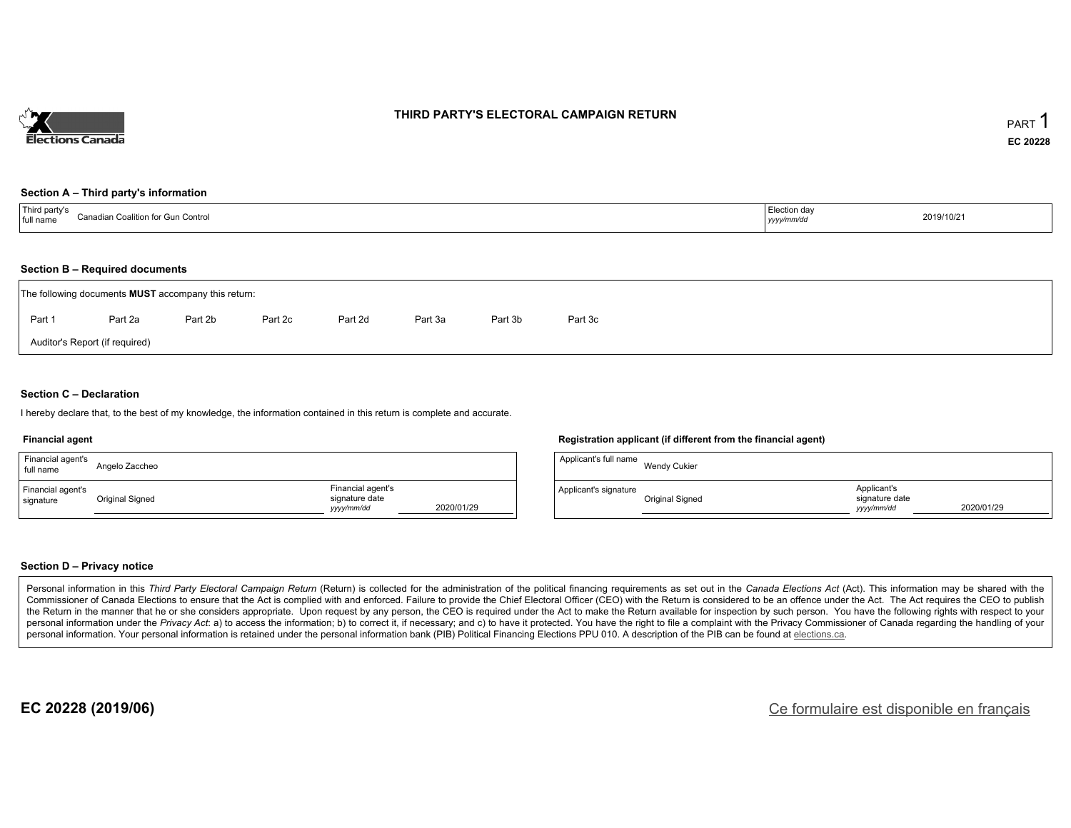# THIRD PARTY'S ELECTORAL CAMPAIGN RETURN

PART 1

EC 20228

## Section A – Third party's information

| Third party's full name | Canadian Coalition for Gun Control | Election day *yyyy/mm/dd* | 2019/10/21 |
|---|---|---|---|

## Section B – Required documents

The following documents **MUST** accompany this return:

Part 1 | Part 2a | Part 2b | Part 2c | Part 2d | Part 3a | Part 3b | Part 3c

Auditor's Report (if required)

## Section C – Declaration

I hereby declare that, to the best of my knowledge, the information contained in this return is complete and accurate.

### Financial agent

| Financial agent's full name | Angelo Zaccheo | | |
|---|---|---|---|
| Financial agent's signature | Original Signed | Financial agent's signature date *yyyy/mm/dd* | 2020/01/29 |

### Registration applicant (if different from the financial agent)

| Applicant's full name | Wendy Cukier | | |
|---|---|---|---|
| Applicant's signature | Original Signed | Applicant's signature date *yyyy/mm/dd* | 2020/01/29 |

## Section D – Privacy notice

Personal information in this *Third Party Electoral Campaign Return* (Return) is collected for the administration of the political financing requirements as set out in the *Canada Elections Act* (Act). This information may be shared with the Commissioner of Canada Elections to ensure that the Act is complied with and enforced. Failure to provide the Chief Electoral Officer (CEO) with the Return is considered to be an offence under the Act. The Act requires the CEO to publish the Return in the manner that he or she considers appropriate. Upon request by any person, the CEO is required under the Act to make the Return available for inspection by such person. You have the following rights with respect to your personal information under the *Privacy Act*: a) to access the information; b) to correct it, if necessary; and c) to have it protected. You have the right to file a complaint with the Privacy Commissioner of Canada regarding the handling of your personal information. Your personal information is retained under the personal information bank (PIB) Political Financing Elections PPU 010. A description of the PIB can be found at elections.ca.

**EC 20228 (2019/06)**

Ce formulaire est disponible en français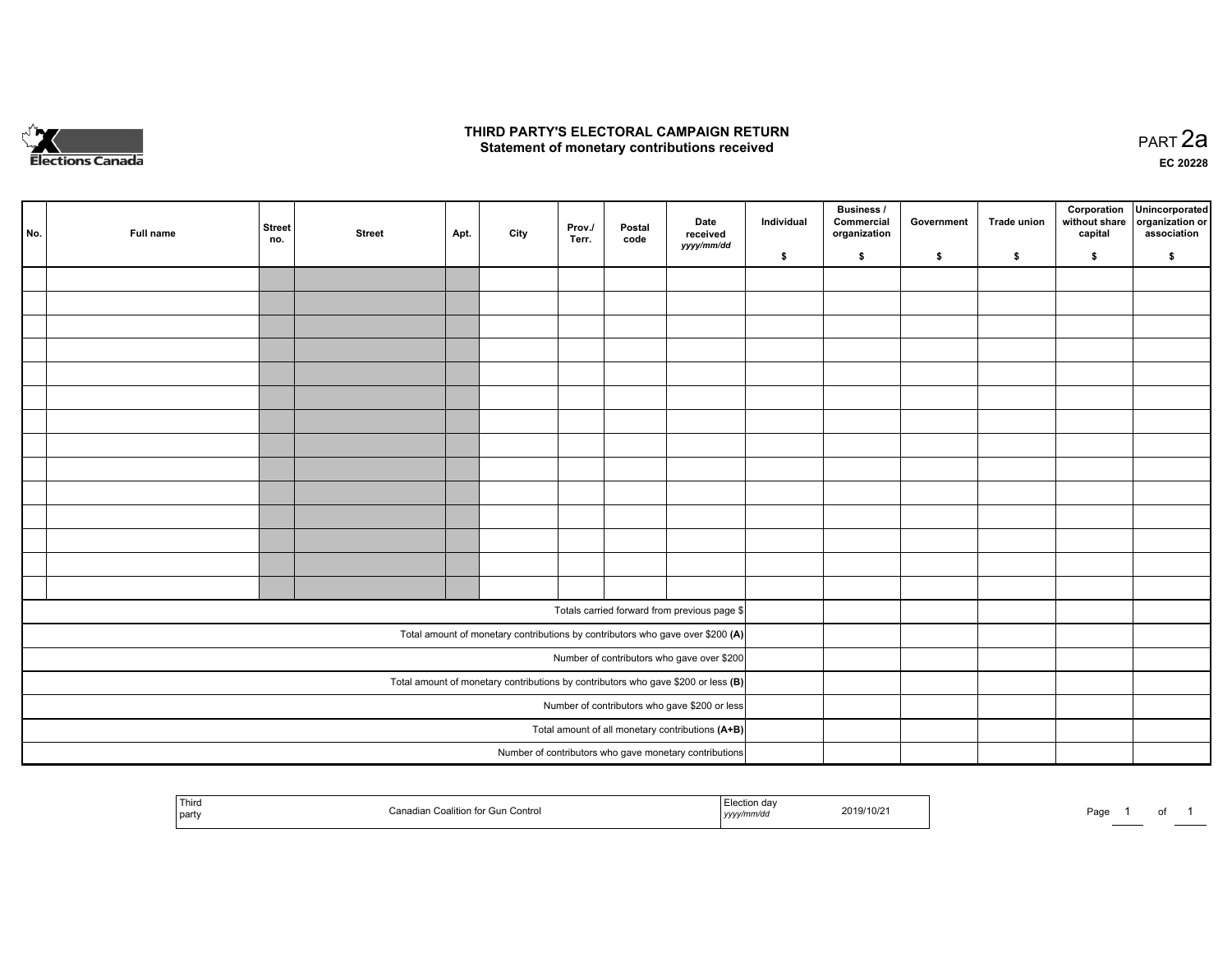Elections Canada

# THIRD PARTY'S ELECTORAL CAMPAIGN RETURN
## Statement of monetary contributions received

PART 2a

EC 20228

| No. | Full name | Street no. | Street | Apt. | City | Prov./ Terr. | Postal code | Date received yyyy/mm/dd | Individual $ | Business / Commercial organization $ | Government $ | Trade union $ | Corporation without share capital $ | Unincorporated organization or association $ |
|---|---|---|---|---|---|---|---|---|---|---|---|---|---|---|
| | | | | | | | | | | | | | | |
| | | | | | | | | | | | | | | |
| | | | | | | | | | | | | | | |
| | | | | | | | | | | | | | | |
| | | | | | | | | | | | | | | |
| | | | | | | | | | | | | | | |
| | | | | | | | | | | | | | | |
| | | | | | | | | | | | | | | |
| | | | | | | | | | | | | | | |
| | | | | | | | | | | | | | | |
| | | | | | | | | | | | | | | |
| | | | | | | | | | | | | | | |
| | | | | | | | | | | | | | | |
| | | | | | | | | | | | | | | |
| Totals carried forward from previous page $ | | | | | | | | | | | | | | |
| Total amount of monetary contributions by contributors who gave over $200 (A) | | | | | | | | | | | | | | |
| Number of contributors who gave over $200 | | | | | | | | | | | | | | |
| Total amount of monetary contributions by contributors who gave $200 or less (B) | | | | | | | | | | | | | | |
| Number of contributors who gave $200 or less | | | | | | | | | | | | | | |
| Total amount of all monetary contributions (A+B) | | | | | | | | | | | | | | |
| Number of contributors who gave monetary contributions | | | | | | | | | | | | | | |

| Third party | Canadian Coalition for Gun Control | Election day yyyy/mm/dd | 2019/10/21 |
|---|---|---|---|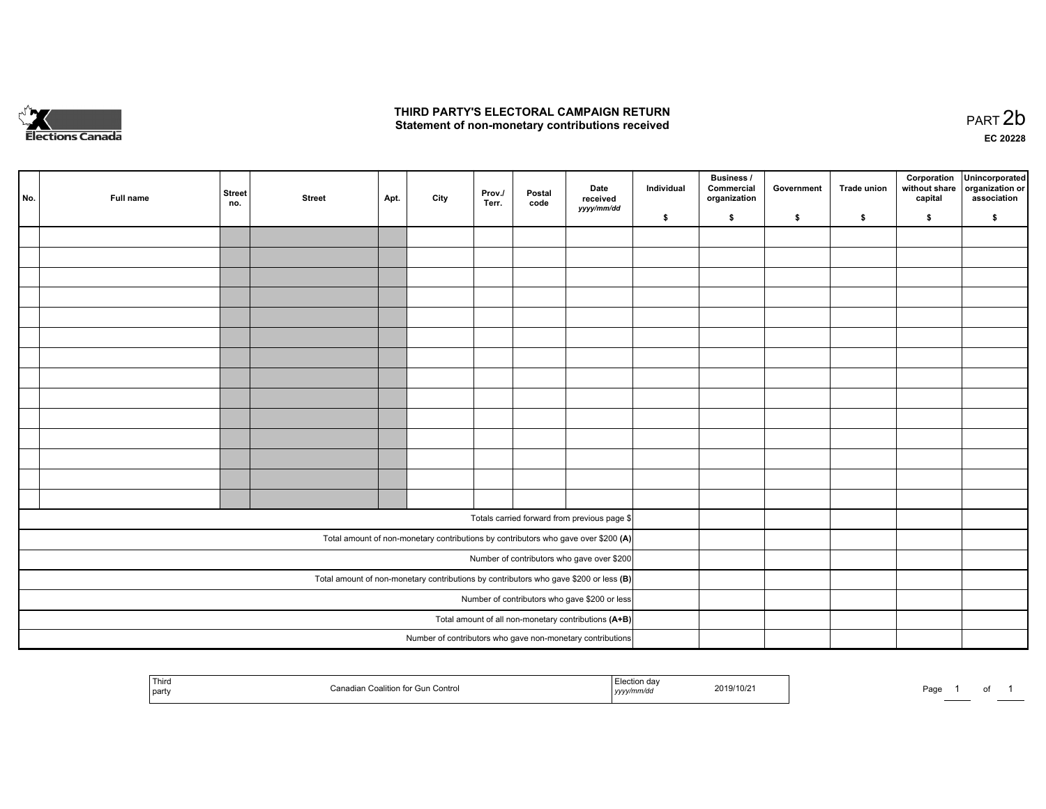# THIRD PARTY'S ELECTORAL CAMPAIGN RETURN
## Statement of non-monetary contributions received

PART 2b

EC 20228

| No. | Full name | Street no. | Street | Apt. | City | Prov./ Terr. | Postal code | Date received yyyy/mm/dd | Individual $ | Business / Commercial organization $ | Government $ | Trade union $ | Corporation without share capital $ | Unincorporated organization or association $ |
|---|---|---|---|---|---|---|---|---|---|---|---|---|---|---|
| | | | | | | | | | | | | | | |
| | | | | | | | | | | | | | | |
| | | | | | | | | | | | | | | |
| | | | | | | | | | | | | | | |
| | | | | | | | | | | | | | | |
| | | | | | | | | | | | | | | |
| | | | | | | | | | | | | | | |
| | | | | | | | | | | | | | | |
| | | | | | | | | | | | | | | |
| | | | | | | | | | | | | | | |
| | | | | | | | | | | | | | | |
| | | | | | | | | | | | | | | |
| | | | | | | | | | | | | | | |
| | | | | | | | | | | | | | | |
| Totals carried forward from previous page $ | | | | | | | | | | | | | | |
| Total amount of non-monetary contributions by contributors who gave over $200 **(A)** | | | | | | | | | | | | | | |
| Number of contributors who gave over $200 | | | | | | | | | | | | | | |
| Total amount of non-monetary contributions by contributors who gave $200 or less **(B)** | | | | | | | | | | | | | | |
| Number of contributors who gave $200 or less | | | | | | | | | | | | | | |
| Total amount of all non-monetary contributions **(A+B)** | | | | | | | | | | | | | | |
| Number of contributors who gave non-monetary contributions | | | | | | | | | | | | | | |

| Third party | Canadian Coalition for Gun Control | Election day yyyy/mm/dd | 2019/10/21 |
|---|---|---|---|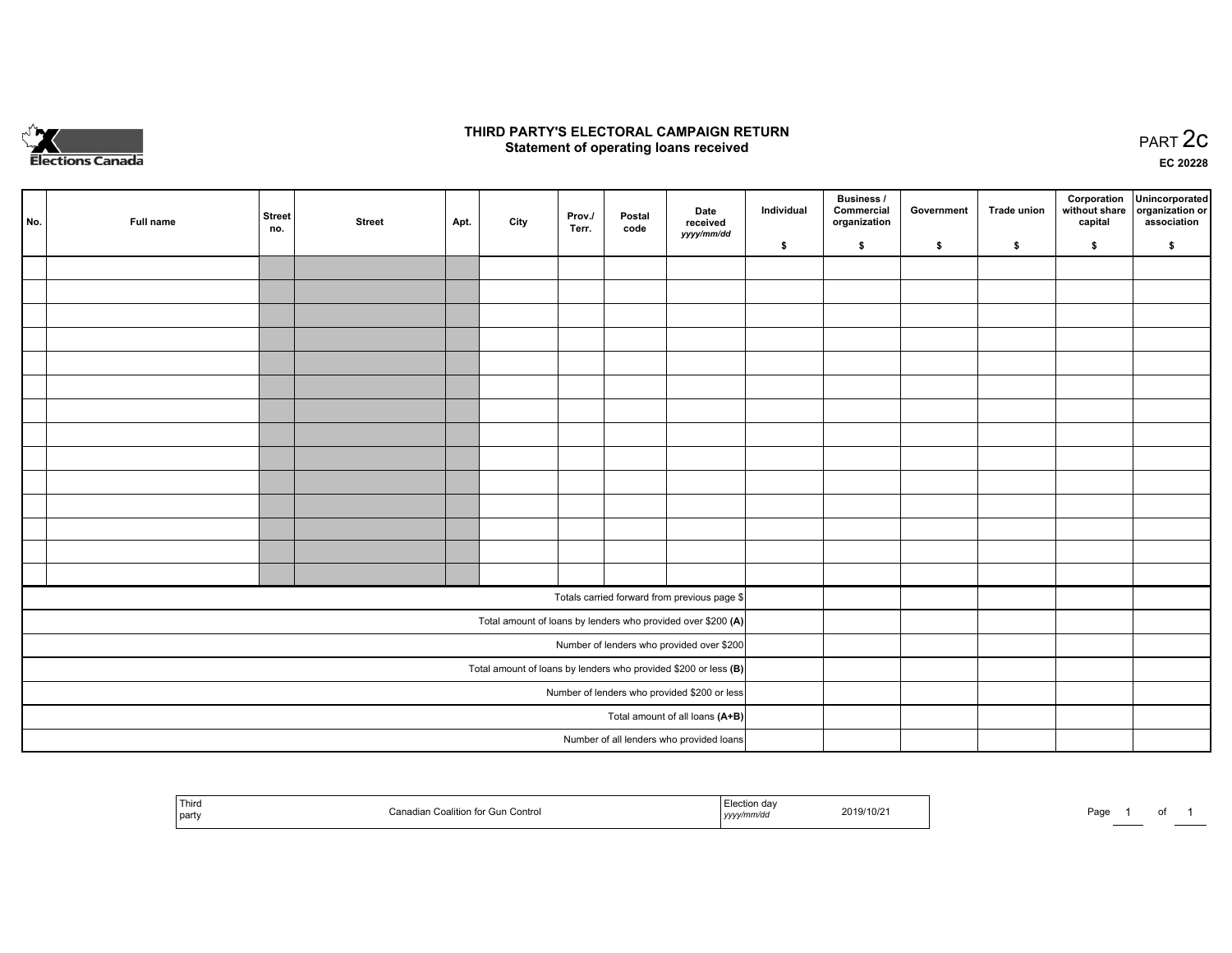Elections Canada

# THIRD PARTY'S ELECTORAL CAMPAIGN RETURN
## Statement of operating loans received

PART 2c

EC 20228

| No. | Full name | Street no. | Street | Apt. | City | Prov./ Terr. | Postal code | Date received *yyyy/mm/dd* | Individual $ | Business / Commercial organization $ | Government $ | Trade union $ | Corporation without share capital $ | Unincorporated organization or association $ |
|---|---|---|---|---|---|---|---|---|---|---|---|---|---|---|
| | | | | | | | | | | | | | | |
| | | | | | | | | | | | | | | |
| | | | | | | | | | | | | | | |
| | | | | | | | | | | | | | | |
| | | | | | | | | | | | | | | |
| | | | | | | | | | | | | | | |
| | | | | | | | | | | | | | | |
| | | | | | | | | | | | | | | |
| | | | | | | | | | | | | | | |
| | | | | | | | | | | | | | | |
| | | | | | | | | | | | | | | |
| | | | | | | | | | | | | | | |
| | | | | | | | | | | | | | | |
| | | | | | | | | | | | | | | |
| Totals carried forward from previous page $ | | | | | | | | | | | | | | |
| Total amount of loans by lenders who provided over $200 **(A)** | | | | | | | | | | | | | | |
| Number of lenders who provided over $200 | | | | | | | | | | | | | | |
| Total amount of loans by lenders who provided $200 or less **(B)** | | | | | | | | | | | | | | |
| Number of lenders who provided $200 or less | | | | | | | | | | | | | | |
| Total amount of all loans **(A+B)** | | | | | | | | | | | | | | |
| Number of all lenders who provided loans | | | | | | | | | | | | | | |

| Third party | Canadian Coalition for Gun Control | Election day *yyyy/mm/dd* | 2019/10/21 |
|---|---|---|---|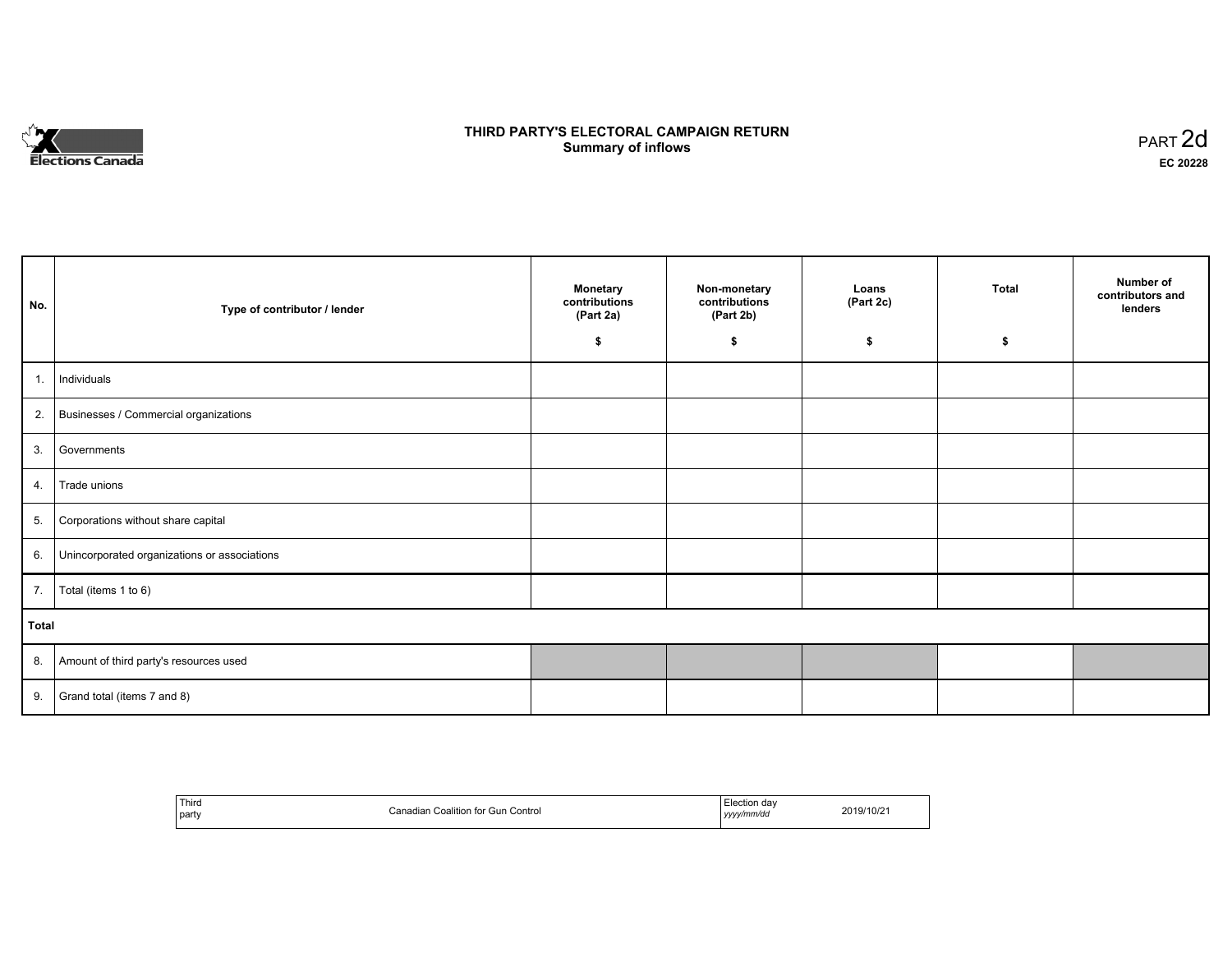Elections Canada

# THIRD PARTY'S ELECTORAL CAMPAIGN RETURN
## Summary of inflows

PART 2d

EC 20228

| No. | Type of contributor / lender | Monetary contributions (Part 2a) $ | Non-monetary contributions (Part 2b) $ | Loans (Part 2c) $ | Total $ | Number of contributors and lenders |
|---|---|---|---|---|---|---|
| 1. | Individuals | | | | | |
| 2. | Businesses / Commercial organizations | | | | | |
| 3. | Governments | | | | | |
| 4. | Trade unions | | | | | |
| 5. | Corporations without share capital | | | | | |
| 6. | Unincorporated organizations or associations | | | | | |
| 7. | Total (items 1 to 6) | | | | | |
| **Total** | | | | | | |
| 8. | Amount of third party's resources used | | | | | |
| 9. | Grand total (items 7 and 8) | | | | | |

| Third party | Canadian Coalition for Gun Control | Election day *yyyy/mm/dd* | 2019/10/21 |
|---|---|---|---|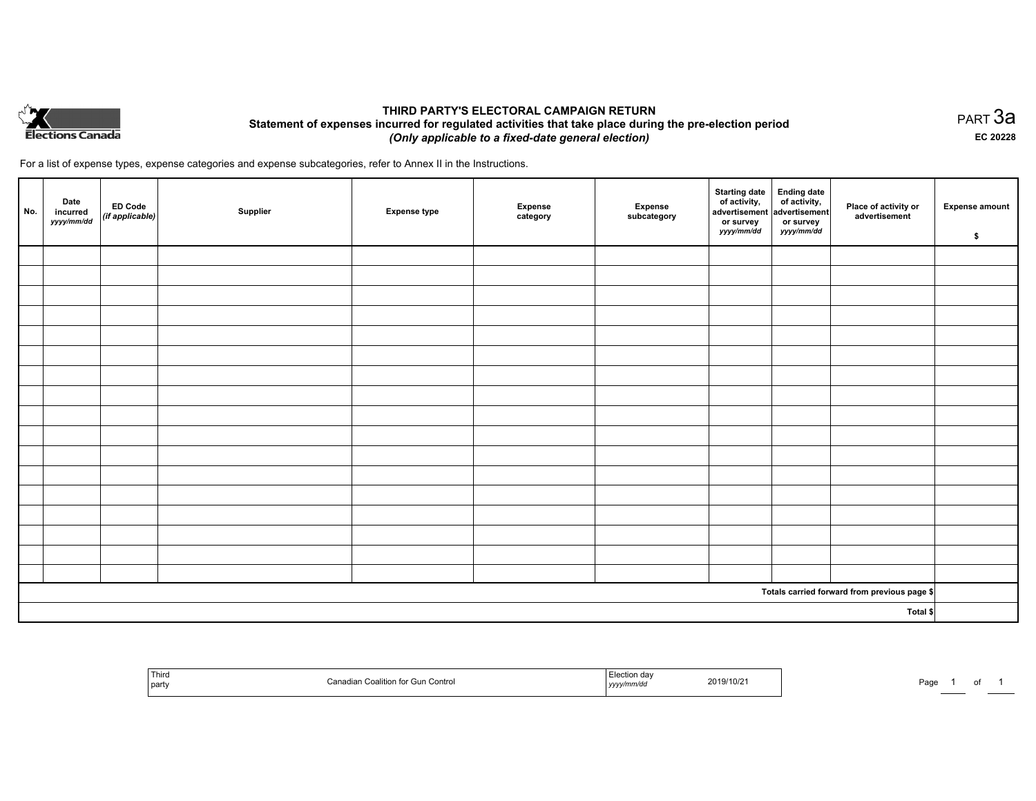Elections Canada

# THIRD PARTY'S ELECTORAL CAMPAIGN RETURN

## Statement of expenses incurred for regulated activities that take place during the pre-election period

*(Only applicable to a fixed-date general election)*

PART 3a

EC 20228

For a list of expense types, expense categories and expense subcategories, refer to Annex II in the Instructions.

| No. | Date incurred *yyyy/mm/dd* | ED Code *(if applicable)* | Supplier | Expense type | Expense category | Expense subcategory | Starting date of activity, advertisement or survey *yyyy/mm/dd* | Ending date of activity, advertisement or survey *yyyy/mm/dd* | Place of activity or advertisement | Expense amount $ |
|---|---|---|---|---|---|---|---|---|---|---|
| | | | | | | | | | | |
| | | | | | | | | | | |
| | | | | | | | | | | |
| | | | | | | | | | | |
| | | | | | | | | | | |
| | | | | | | | | | | |
| | | | | | | | | | | |
| | | | | | | | | | | |
| | | | | | | | | | | |
| | | | | | | | | | | |
| | | | | | | | | | | |
| | | | | | | | | | | |
| | | | | | | | | | | |
| | | | | | | | | | | |
| | | | | | | | | | | |
| | | | | | | | | | | |
| | | | | | | | | | | |
| | | | | | | | | | Totals carried forward from previous page $ | |
| | | | | | | | | | Total $ | |

| Third party | Canadian Coalition for Gun Control | Election day *yyyy/mm/dd* | 2019/10/21 |
|---|---|---|---|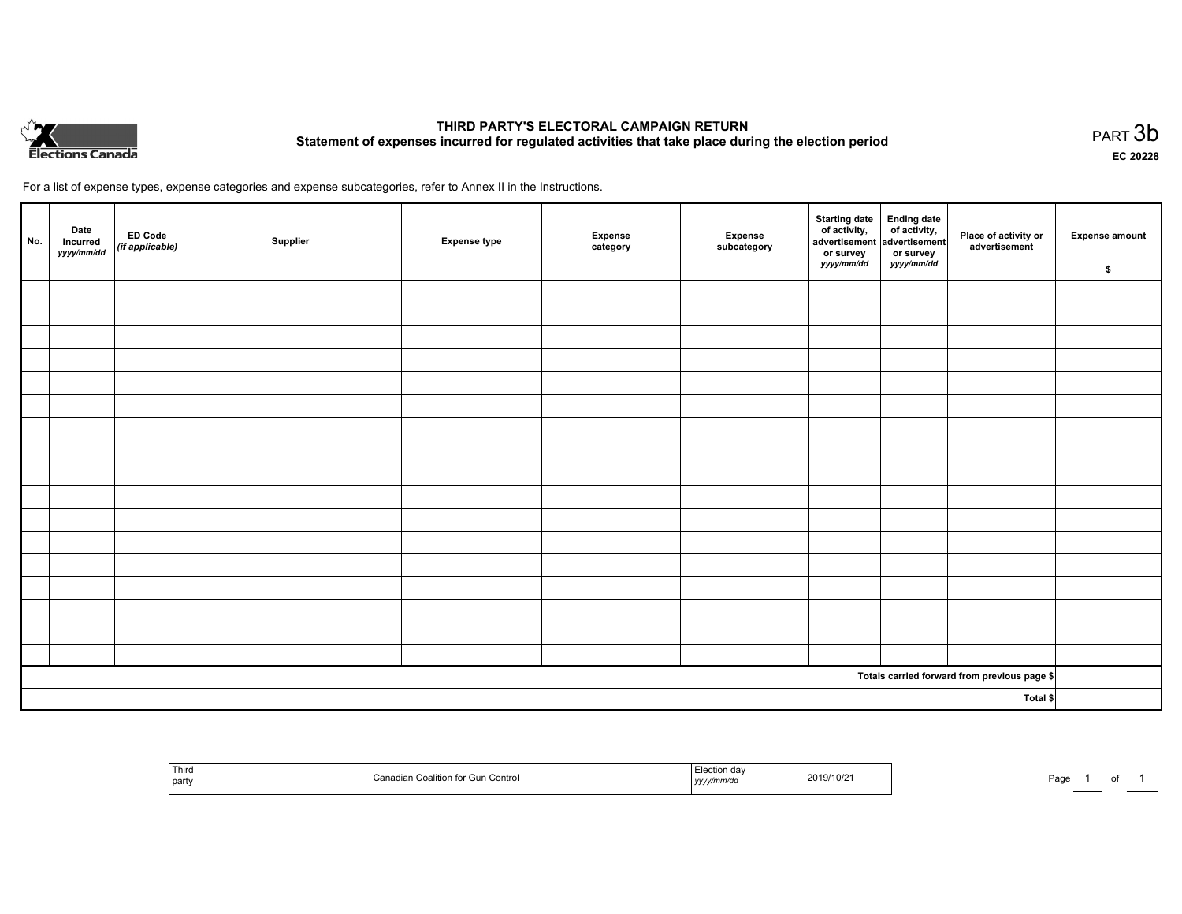# THIRD PARTY'S ELECTORAL CAMPAIGN RETURN

## Statement of expenses incurred for regulated activities that take place during the election period

PART 3b

EC 20228

For a list of expense types, expense categories and expense subcategories, refer to Annex II in the Instructions.

| No. | Date incurred *yyyy/mm/dd* | ED Code *(if applicable)* | Supplier | Expense type | Expense category | Expense subcategory | Starting date of activity, advertisement or survey *yyyy/mm/dd* | Ending date of activity, advertisement or survey *yyyy/mm/dd* | Place of activity or advertisement | Expense amount $ |
|---|---|---|---|---|---|---|---|---|---|---|
| | | | | | | | | | | |
| | | | | | | | | | | |
| | | | | | | | | | | |
| | | | | | | | | | | |
| | | | | | | | | | | |
| | | | | | | | | | | |
| | | | | | | | | | | |
| | | | | | | | | | | |
| | | | | | | | | | | |
| | | | | | | | | | | |
| | | | | | | | | | | |
| | | | | | | | | | | |
| | | | | | | | | | | |
| | | | | | | | | | | |
| | | | | | | | | | | |
| | | | | | | | | | | |
| | | | | | | | | | | |
| | | | | | | | | | Totals carried forward from previous page $ | |
| | | | | | | | | | Total $ | |

| Third party | Canadian Coalition for Gun Control | Election day *yyyy/mm/dd* | 2019/10/21 |
|---|---|---|---|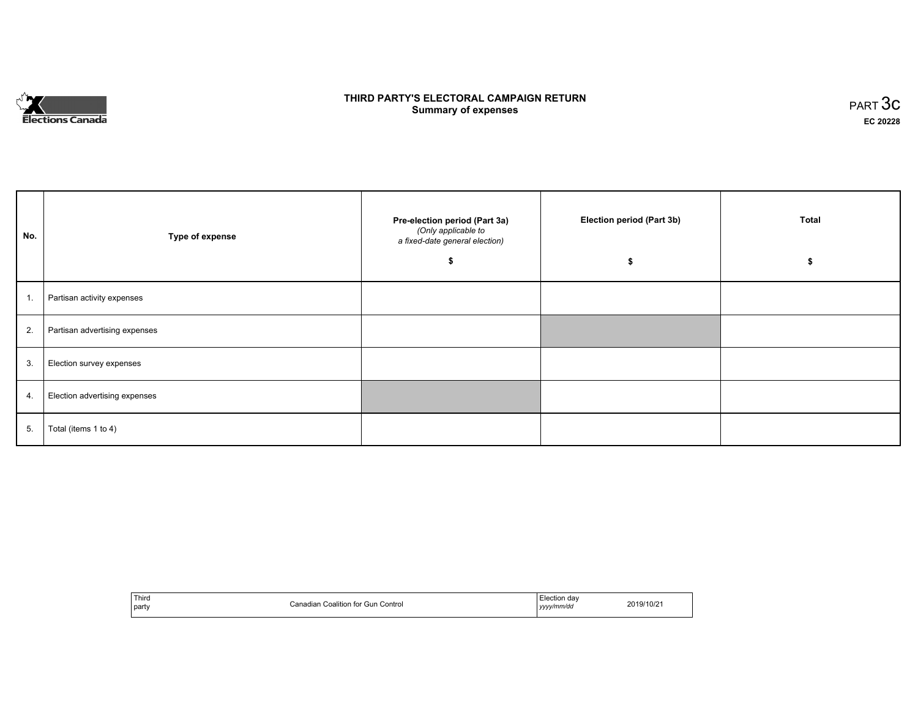# THIRD PARTY'S ELECTORAL CAMPAIGN RETURN
## Summary of expenses

PART 3c

EC 20228

| No. | Type of expense | Pre-election period (Part 3a) *(Only applicable to a fixed-date general election)* $ | Election period (Part 3b) $ | Total $ |
|---|---|---|---|---|
| 1. | Partisan activity expenses | | | |
| 2. | Partisan advertising expenses | | | |
| 3. | Election survey expenses | | | |
| 4. | Election advertising expenses | | | |
| 5. | Total (items 1 to 4) | | | |

| Third party | Canadian Coalition for Gun Control | Election day *yyyy/mm/dd* | 2019/10/21 |
|---|---|---|---|